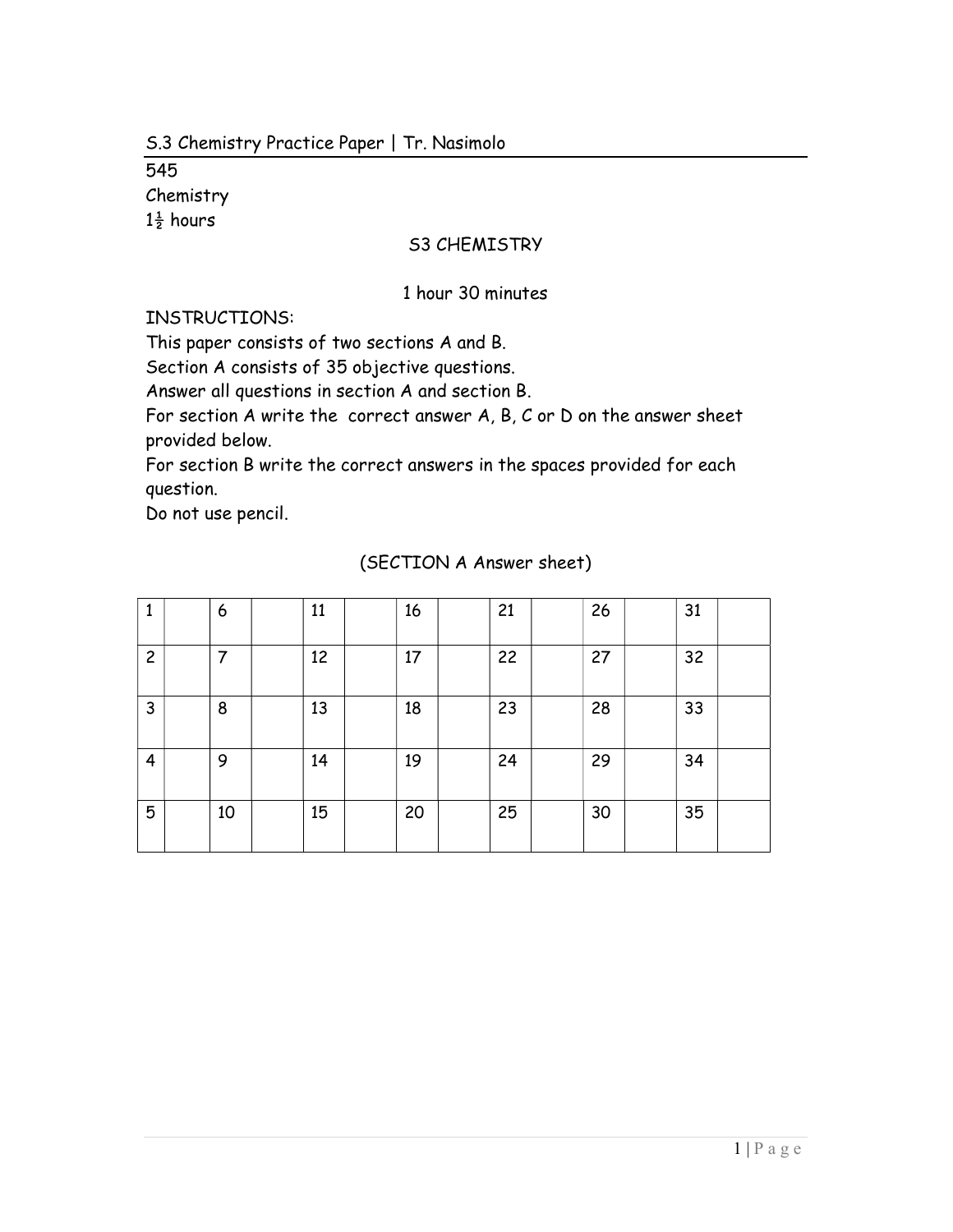S.3 Chemistry Practice Paper | Tr. Nasimolo

545
Chemistry
$1\frac{1}{2}$ hours

S3 CHEMISTRY

1 hour 30 minutes

INSTRUCTIONS:
This paper consists of two sections A and B.
Section A consists of 35 objective questions.
Answer all questions in section A and section B.
For section A write the correct answer A, B, C or D on the answer sheet provided below.
For section B write the correct answers in the spaces provided for each question.
Do not use pencil.

(SECTION A Answer sheet)

| | | | | | | | | | | | | | |
|---|---|---|---|---|---|---|---|---|---|---|---|---|---|
| 1 | | 6 | | 11 | | 16 | | 21 | | 26 | | 31 | |
| 2 | | 7 | | 12 | | 17 | | 22 | | 27 | | 32 | |
| 3 | | 8 | | 13 | | 18 | | 23 | | 28 | | 33 | |
| 4 | | 9 | | 14 | | 19 | | 24 | | 29 | | 34 | |
| 5 | | 10 | | 15 | | 20 | | 25 | | 30 | | 35 | |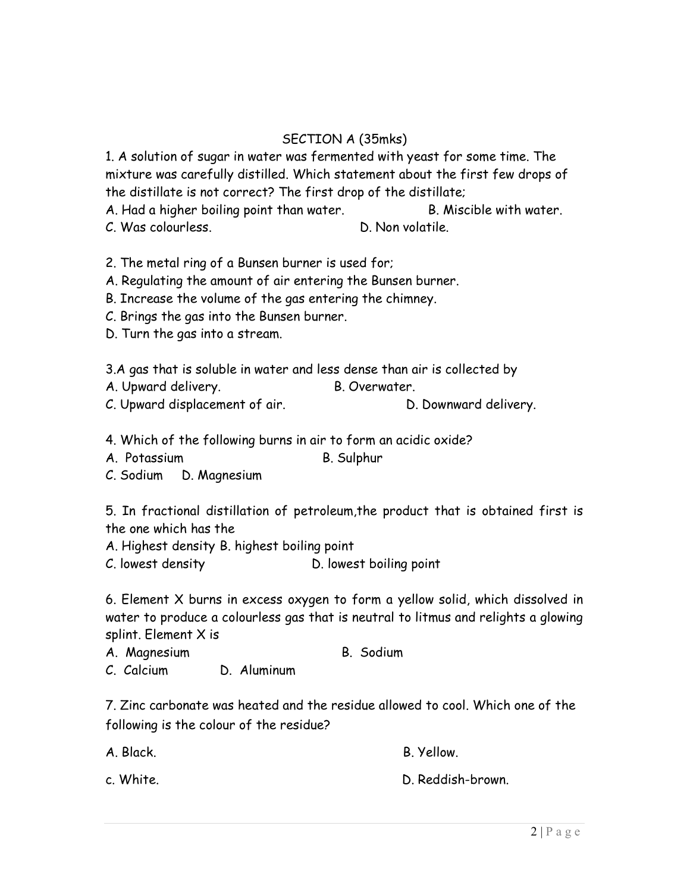SECTION A (35mks)

1. A solution of sugar in water was fermented with yeast for some time. The mixture was carefully distilled. Which statement about the first few drops of the distillate is not correct? The first drop of the distillate;

A. Had a higher boiling point than water.
B. Miscible with water.
C. Was colourless.
D. Non volatile.

2. The metal ring of a Bunsen burner is used for;

A. Regulating the amount of air entering the Bunsen burner.
B. Increase the volume of the gas entering the chimney.
C. Brings the gas into the Bunsen burner.
D. Turn the gas into a stream.

3.A gas that is soluble in water and less dense than air is collected by

A. Upward delivery.
B. Overwater.
C. Upward displacement of air.
D. Downward delivery.

4. Which of the following burns in air to form an acidic oxide?

A. Potassium
B. Sulphur
C. Sodium
D. Magnesium

5. In fractional distillation of petroleum,the product that is obtained first is the one which has the

A. Highest density
B. highest boiling point
C. lowest density
D. lowest boiling point

6. Element X burns in excess oxygen to form a yellow solid, which dissolved in water to produce a colourless gas that is neutral to litmus and relights a glowing splint. Element X is

A. Magnesium
B. Sodium
C. Calcium
D. Aluminum

7. Zinc carbonate was heated and the residue allowed to cool. Which one of the following is the colour of the residue?

A. Black.
B. Yellow.
c. White.
D. Reddish-brown.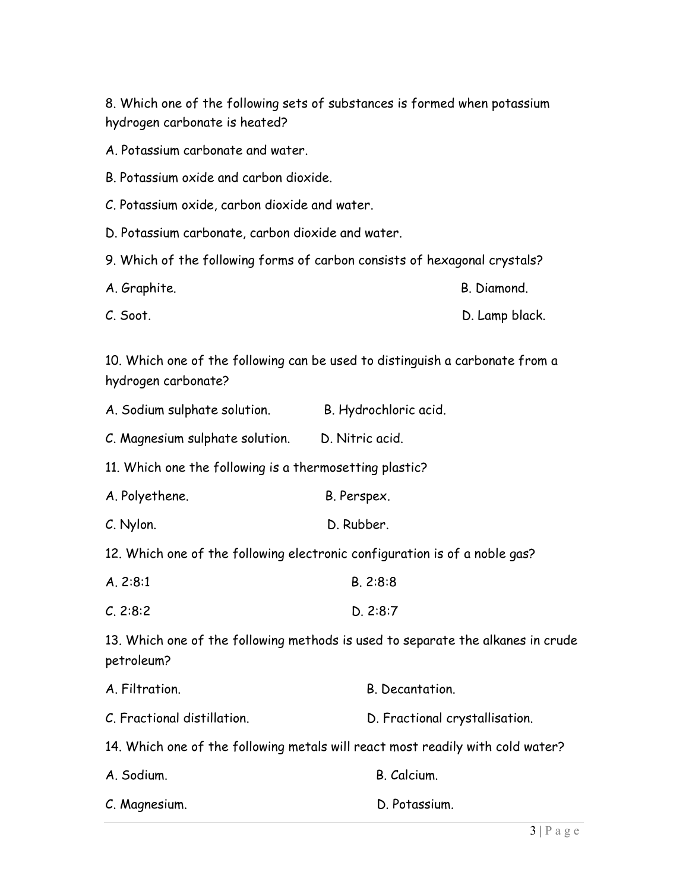8. Which one of the following sets of substances is formed when potassium hydrogen carbonate is heated?

A. Potassium carbonate and water.

B. Potassium oxide and carbon dioxide.

C. Potassium oxide, carbon dioxide and water.

D. Potassium carbonate, carbon dioxide and water.

9. Which of the following forms of carbon consists of hexagonal crystals?

A. Graphite. B. Diamond.

C. Soot. D. Lamp black.

10. Which one of the following can be used to distinguish a carbonate from a hydrogen carbonate?

A. Sodium sulphate solution. B. Hydrochloric acid.

C. Magnesium sulphate solution. D. Nitric acid.

11. Which one the following is a thermosetting plastic?

A. Polyethene. B. Perspex.

C. Nylon. D. Rubber.

12. Which one of the following electronic configuration is of a noble gas?

A. 2:8:1 B. 2:8:8

C. 2:8:2 D. 2:8:7

13. Which one of the following methods is used to separate the alkanes in crude petroleum?

A. Filtration. B. Decantation.

C. Fractional distillation. D. Fractional crystallisation.

14. Which one of the following metals will react most readily with cold water?

A. Sodium. B. Calcium.

C. Magnesium. D. Potassium.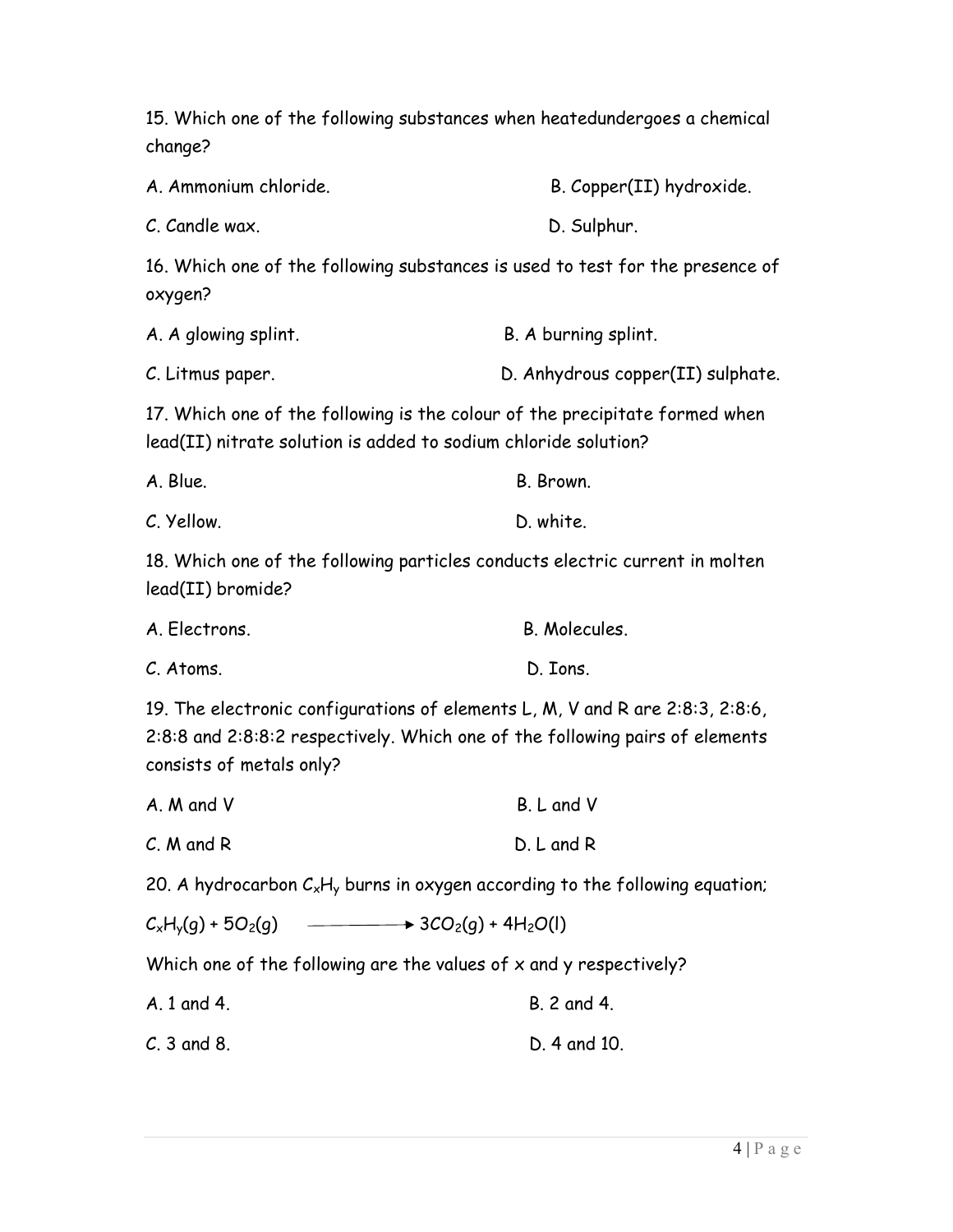15. Which one of the following substances when heatedundergoes a chemical change?

A. Ammonium chloride.  B. Copper(II) hydroxide.

C. Candle wax.  D. Sulphur.

16. Which one of the following substances is used to test for the presence of oxygen?

A. A glowing splint.  B. A burning splint.

C. Litmus paper.  D. Anhydrous copper(II) sulphate.

17. Which one of the following is the colour of the precipitate formed when lead(II) nitrate solution is added to sodium chloride solution?

A. Blue.  B. Brown.

C. Yellow.  D. white.

18. Which one of the following particles conducts electric current in molten lead(II) bromide?

A. Electrons.  B. Molecules.

C. Atoms.  D. Ions.

19. The electronic configurations of elements L, M, V and R are 2:8:3, 2:8:6, 2:8:8 and 2:8:8:2 respectively. Which one of the following pairs of elements consists of metals only?

A. M and V  B. L and V

C. M and R  D. L and R

20. A hydrocarbon $C_xH_y$ burns in oxygen according to the following equation;

$$C_xH_y(g) + 5O_2(g) \longrightarrow 3CO_2(g) + 4H_2O(l)$$

Which one of the following are the values of x and y respectively?

A. 1 and 4.  B. 2 and 4.

C. 3 and 8.  D. 4 and 10.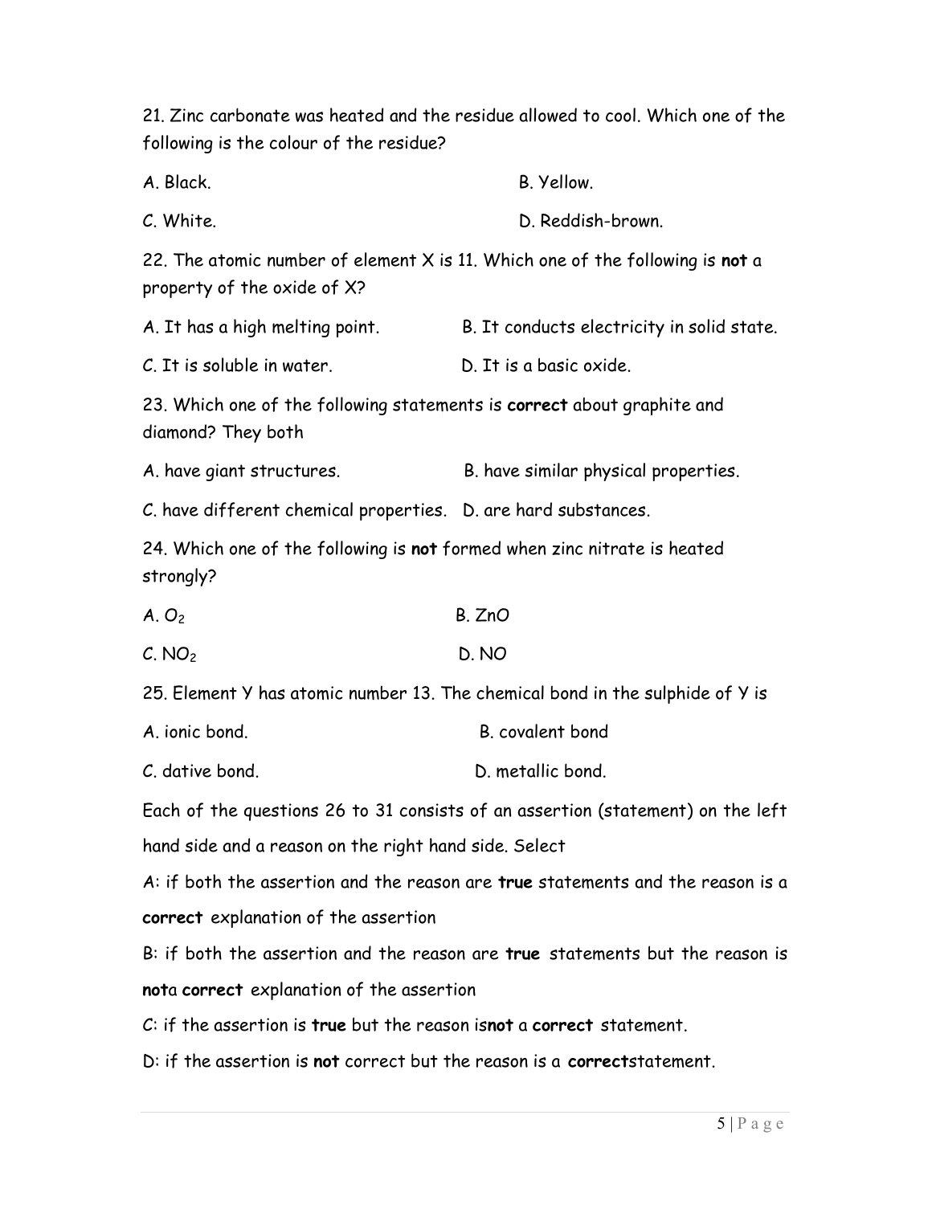21. Zinc carbonate was heated and the residue allowed to cool. Which one of the following is the colour of the residue?

A. Black.

B. Yellow.

C. White.

D. Reddish-brown.

22. The atomic number of element X is 11. Which one of the following is **not** a property of the oxide of X?

A. It has a high melting point.

B. It conducts electricity in solid state.

C. It is soluble in water.

D. It is a basic oxide.

23. Which one of the following statements is **correct** about graphite and diamond? They both

A. have giant structures.

B. have similar physical properties.

C. have different chemical properties.

D. are hard substances.

24. Which one of the following is **not** formed when zinc nitrate is heated strongly?

A. $O_2$

B. $ZnO$

C. $NO_2$

D. $NO$

25. Element Y has atomic number 13. The chemical bond in the sulphide of Y is

A. ionic bond.

B. covalent bond

C. dative bond.

D. metallic bond.

Each of the questions 26 to 31 consists of an assertion (statement) on the left hand side and a reason on the right hand side. Select

A: if both the assertion and the reason are **true** statements and the reason is a **correct** explanation of the assertion

B: if both the assertion and the reason are **true** statements but the reason is **not**a **correct** explanation of the assertion

C: if the assertion is **true** but the reason is**not** a **correct** statement.

D: if the assertion is **not** correct but the reason is a **correct**statement.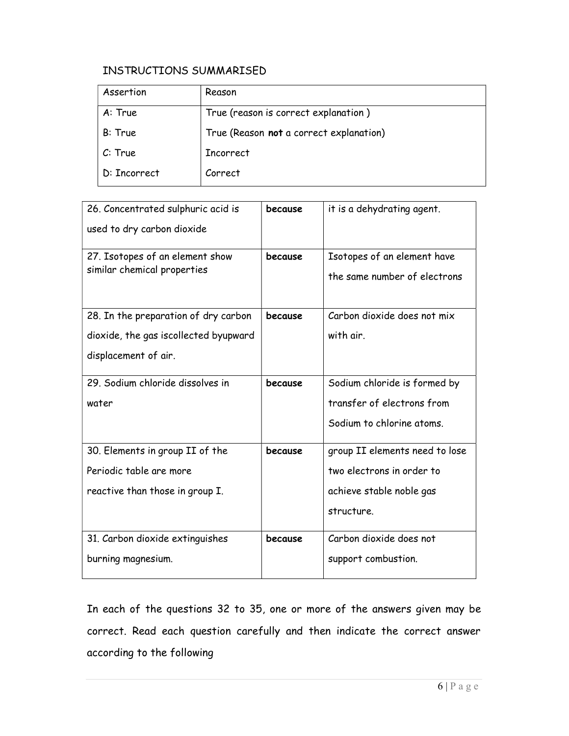INSTRUCTIONS SUMMARISED

| Assertion | Reason |
|---|---|
| A: True | True (reason is correct explanation ) |
| B: True | True (Reason **not** a correct explanation) |
| C: True | Incorrect |
| D: Incorrect | Correct |

| | | |
|---|---|---|
| 26. Concentrated sulphuric acid is used to dry carbon dioxide | **because** | it is a dehydrating agent. |
| 27. Isotopes of an element show similar chemical properties | **because** | Isotopes of an element have the same number of electrons |
| 28. In the preparation of dry carbon dioxide, the gas iscollected byupward displacement of air. | **because** | Carbon dioxide does not mix with air. |
| 29. Sodium chloride dissolves in water | **because** | Sodium chloride is formed by transfer of electrons from Sodium to chlorine atoms. |
| 30. Elements in group II of the Periodic table are more reactive than those in group I. | **because** | group II elements need to lose two electrons in order to achieve stable noble gas structure. |
| 31. Carbon dioxide extinguishes burning magnesium. | **because** | Carbon dioxide does not support combustion. |

In each of the questions 32 to 35, one or more of the answers given may be correct. Read each question carefully and then indicate the correct answer according to the following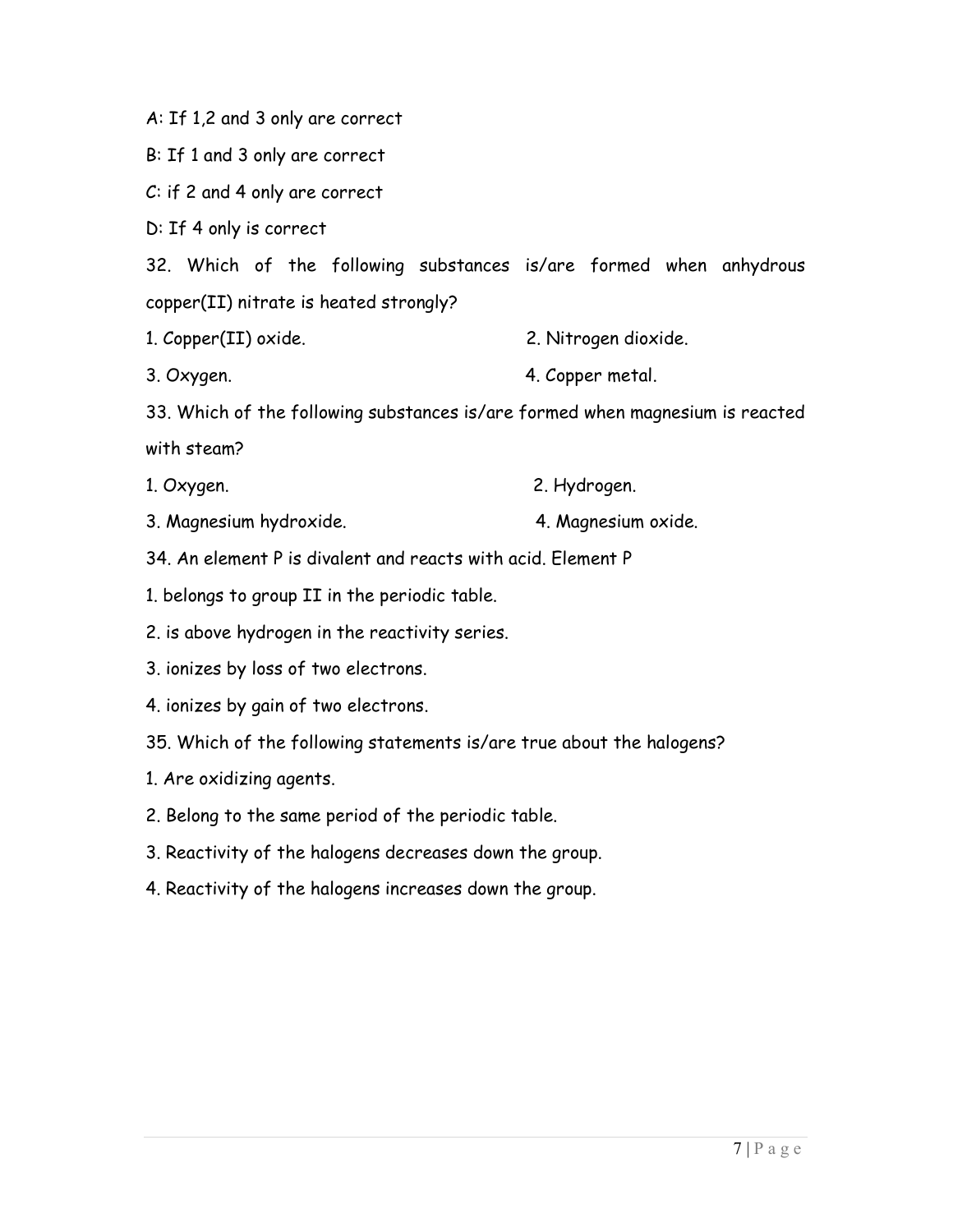A: If 1,2 and 3 only are correct

B: If 1 and 3 only are correct

C: if 2 and 4 only are correct

D: If 4 only is correct

32. Which of the following substances is/are formed when anhydrous copper(II) nitrate is heated strongly?

1. Copper(II) oxide.
2. Nitrogen dioxide.
3. Oxygen.
4. Copper metal.

33. Which of the following substances is/are formed when magnesium is reacted with steam?

1. Oxygen.
2. Hydrogen.
3. Magnesium hydroxide.
4. Magnesium oxide.

34. An element P is divalent and reacts with acid. Element P

1. belongs to group II in the periodic table.
2. is above hydrogen in the reactivity series.
3. ionizes by loss of two electrons.
4. ionizes by gain of two electrons.

35. Which of the following statements is/are true about the halogens?

1. Are oxidizing agents.
2. Belong to the same period of the periodic table.
3. Reactivity of the halogens decreases down the group.
4. Reactivity of the halogens increases down the group.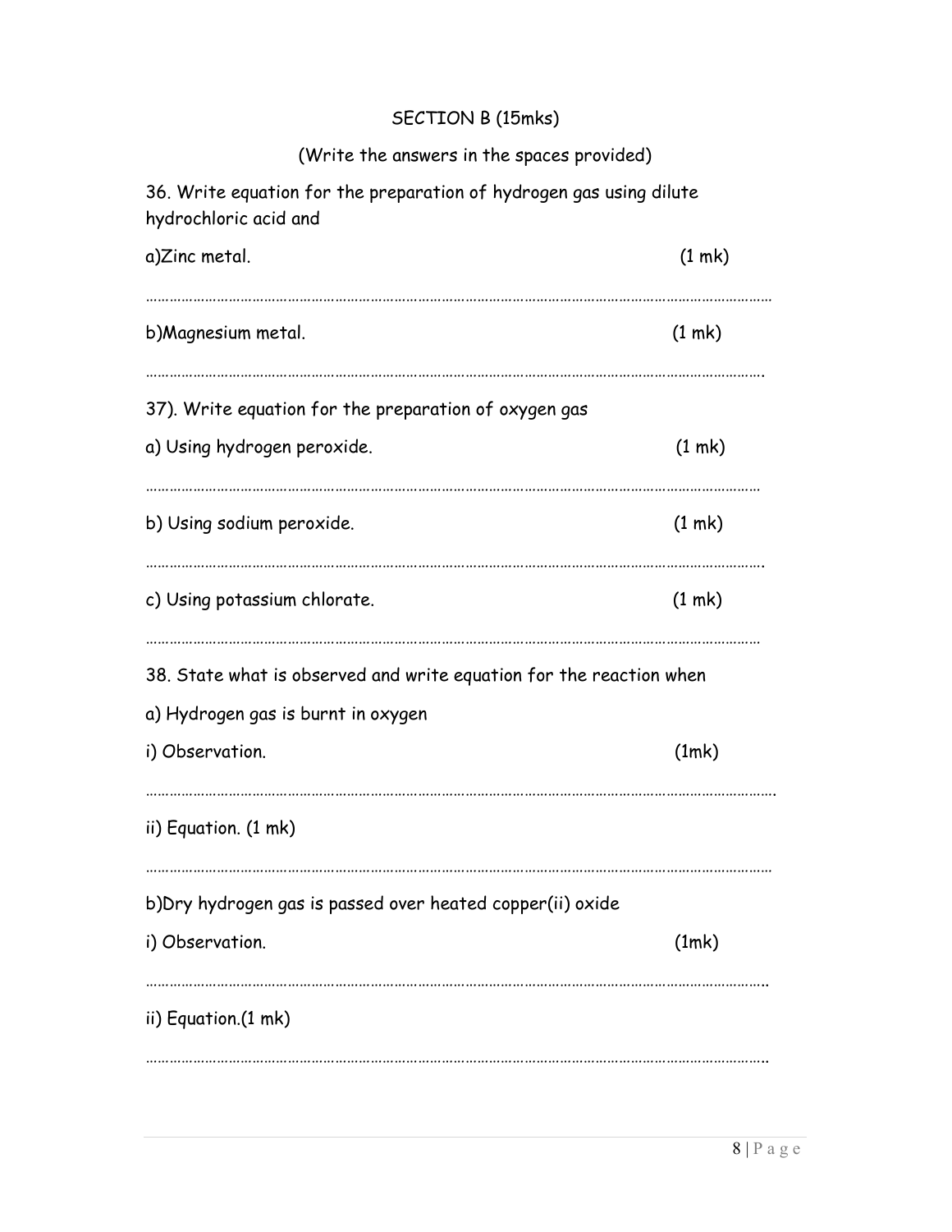## SECTION B (15mks)

(Write the answers in the spaces provided)

36. Write equation for the preparation of hydrogen gas using dilute hydrochloric acid and

a)Zinc metal. (1 mk)

……………………………………………………………………………………………………………………………………

b)Magnesium metal. (1 mk)

……………………………………………………………………………………………………………………………………

37). Write equation for the preparation of oxygen gas

a) Using hydrogen peroxide. (1 mk)

……………………………………………………………………………………………………………………………………

b) Using sodium peroxide. (1 mk)

……………………………………………………………………………………………………………………………………

c) Using potassium chlorate. (1 mk)

……………………………………………………………………………………………………………………………………

38. State what is observed and write equation for the reaction when

a) Hydrogen gas is burnt in oxygen

i) Observation. (1mk)

……………………………………………………………………………………………………………………………………

ii) Equation. (1 mk)

……………………………………………………………………………………………………………………………………

b)Dry hydrogen gas is passed over heated copper(ii) oxide

i) Observation. (1mk)

……………………………………………………………………………………………………………………………………

ii) Equation.(1 mk)

……………………………………………………………………………………………………………………………………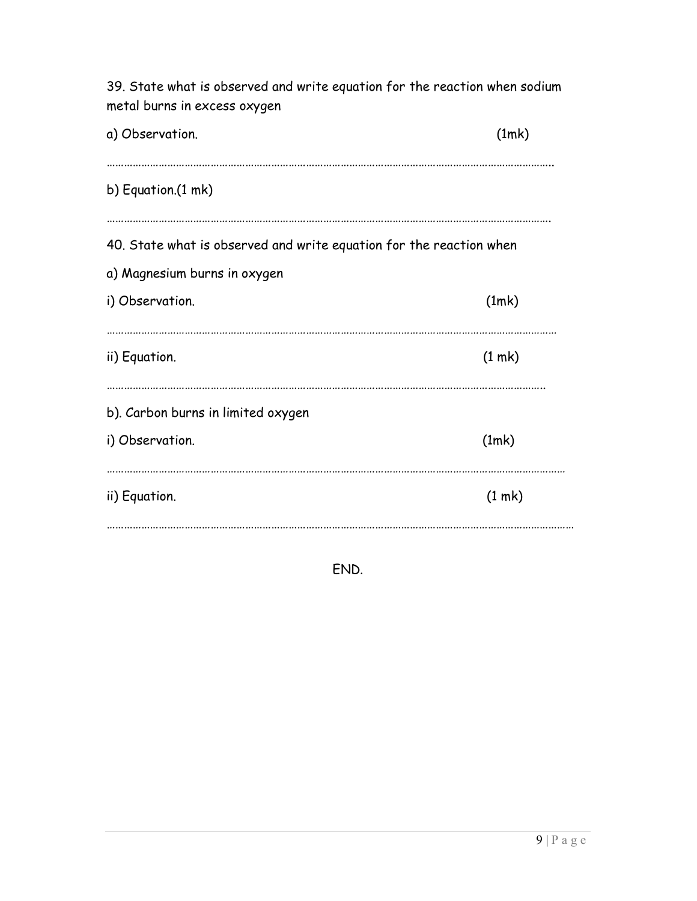39. State what is observed and write equation for the reaction when sodium metal burns in excess oxygen

a) Observation. (1mk)

……………………………………………………………………………………………………………………………………

b) Equation.(1 mk)

……………………………………………………………………………………………………………………………………

40. State what is observed and write equation for the reaction when

a) Magnesium burns in oxygen

i) Observation. (1mk)

……………………………………………………………………………………………………………………………………

ii) Equation. (1 mk)

……………………………………………………………………………………………………………………………………

b). Carbon burns in limited oxygen

i) Observation. (1mk)

……………………………………………………………………………………………………………………………………

ii) Equation. (1 mk)

……………………………………………………………………………………………………………………………………

END.